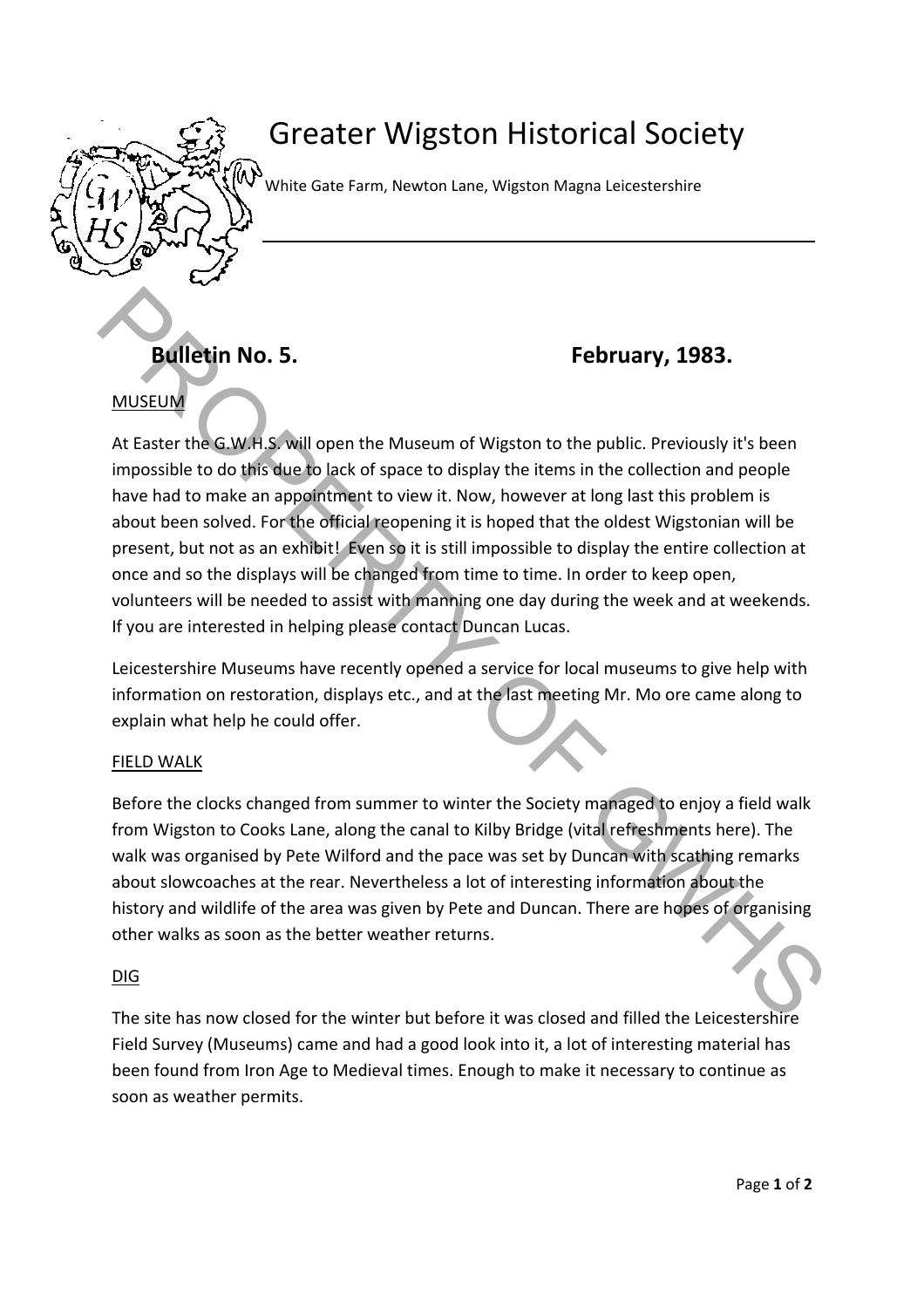# Greater Wigston Historical Society

White Gate Farm, Newton Lane, Wigston Magna Leicestershire

**Bulletin No. 5. February, 1983.**

MUSEUM

At Easter the G.W.H.S. will open the Museum of Wigston to the public. Previously it's been impossible to do this due to lack of space to display the items in the collection and people have had to make an appointment to view it. Now, however at long last this problem is about been solved. For the official reopening it is hoped that the oldest Wigstonian will be present, but not as an exhibit! Even so it is still impossible to display the entire collection at once and so the displays will be changed from time to time. In order to keep open, volunteers will be needed to assist with manning one day during the week and at weekends. If you are interested in helping please contact Duncan Lucas.

Leicestershire Museums have recently opened a service for local museums to give help with information on restoration, displays etc., and at the last meeting Mr. Mo ore came along to explain what help he could offer.

FIELD WALK

Before the clocks changed from summer to winter the Society managed to enjoy a field walk from Wigston to Cooks Lane, along the canal to Kilby Bridge (vital refreshments here). The walk was organised by Pete Wilford and the pace was set by Duncan with scathing remarks about slowcoaches at the rear. Nevertheless a lot of interesting information about the history and wildlife of the area was given by Pete and Duncan. There are hopes of organising other walks as soon as the better weather returns.

DIG

The site has now closed for the winter but before it was closed and filled the Leicestershire Field Survey (Museums) came and had a good look into it, a lot of interesting material has been found from Iron Age to Medieval times. Enough to make it necessary to continue as soon as weather permits.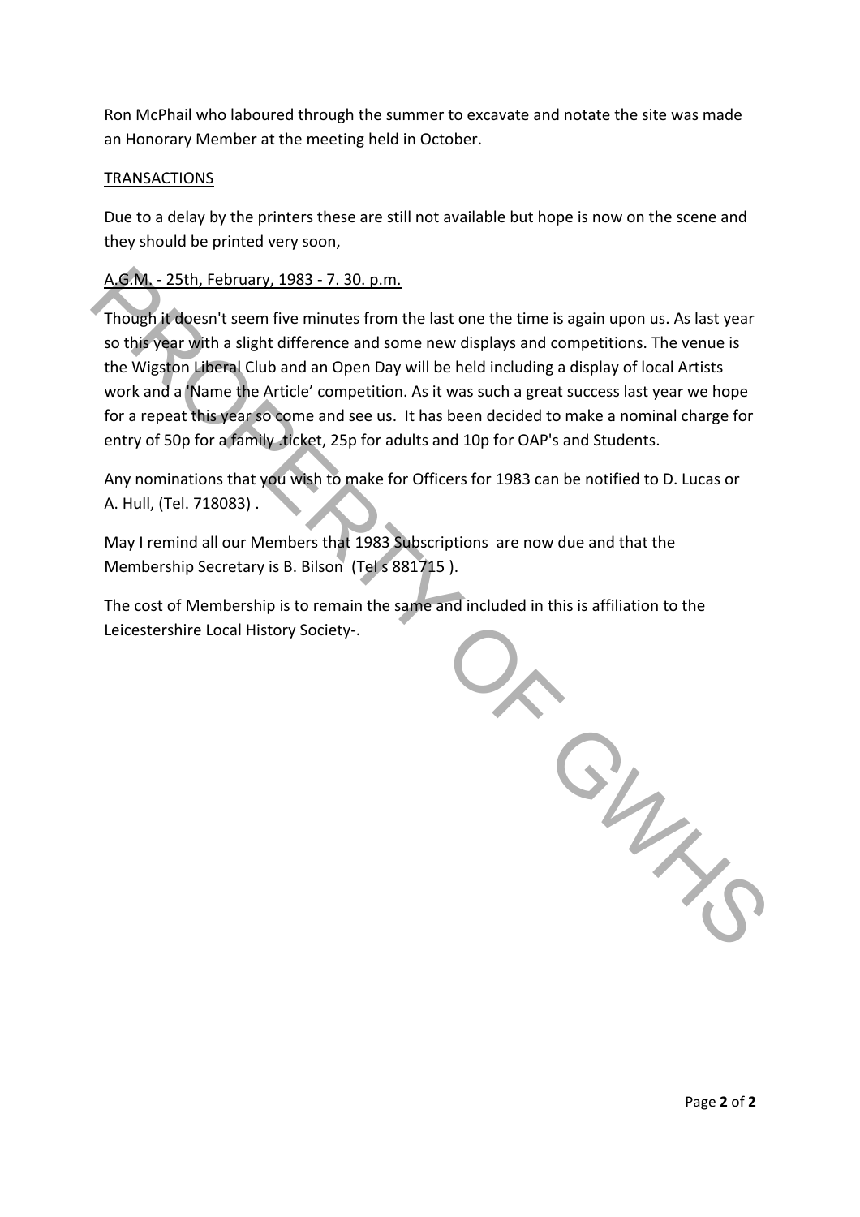Ron McPhail who laboured through the summer to excavate and notate the site was made an Honorary Member at the meeting held in October.

TRANSACTIONS

Due to a delay by the printers these are still not available but hope is now on the scene and they should be printed very soon,

A.G.M. - 25th, February, 1983 - 7. 30. p.m.

Though it doesn't seem five minutes from the last one the time is again upon us. As last year so this year with a slight difference and some new displays and competitions. The venue is the Wigston Liberal Club and an Open Day will be held including a display of local Artists work and a 'Name the Article' competition. As it was such a great success last year we hope for a repeat this year so come and see us. It has been decided to make a nominal charge for entry of 50p for a family .ticket, 25p for adults and 10p for OAP's and Students.

Any nominations that you wish to make for Officers for 1983 can be notified to D. Lucas or A. Hull, (Tel. 718083) .

May I remind all our Members that 1983 Subscriptions are now due and that the Membership Secretary is B. Bilson (Tel s 881715 ).

The cost of Membership is to remain the same and included in this is affiliation to the Leicestershire Local History Society-.